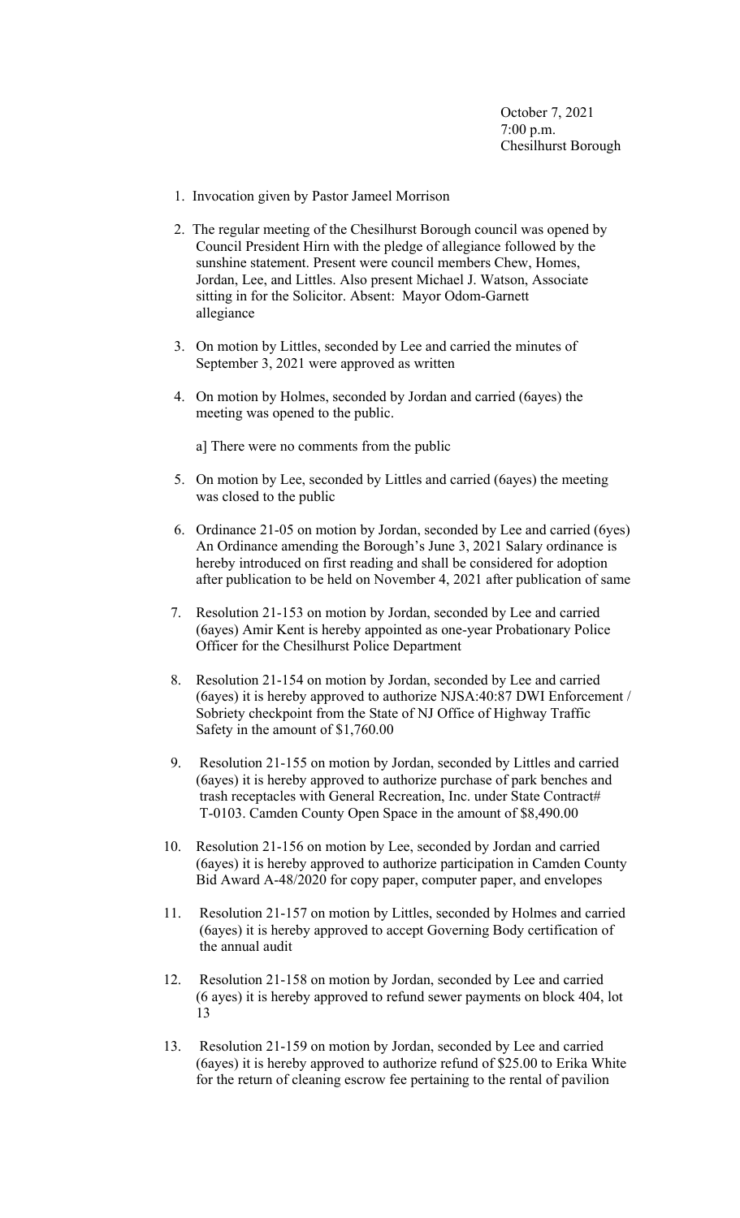October 7, 2021
7:00 p.m.
Chesilhurst Borough

1. Invocation given by Pastor Jameel Morrison

2. The regular meeting of the Chesilhurst Borough council was opened by Council President Hirn with the pledge of allegiance followed by the sunshine statement. Present were council members Chew, Homes, Jordan, Lee, and Littles. Also present Michael J. Watson, Associate sitting in for the Solicitor. Absent: Mayor Odom-Garnett allegiance

3. On motion by Littles, seconded by Lee and carried the minutes of September 3, 2021 were approved as written

4. On motion by Holmes, seconded by Jordan and carried (6ayes) the meeting was opened to the public.

   a] There were no comments from the public

5. On motion by Lee, seconded by Littles and carried (6ayes) the meeting was closed to the public

6. Ordinance 21-05 on motion by Jordan, seconded by Lee and carried (6yes) An Ordinance amending the Borough's June 3, 2021 Salary ordinance is hereby introduced on first reading and shall be considered for adoption after publication to be held on November 4, 2021 after publication of same

7. Resolution 21-153 on motion by Jordan, seconded by Lee and carried (6ayes) Amir Kent is hereby appointed as one-year Probationary Police Officer for the Chesilhurst Police Department

8. Resolution 21-154 on motion by Jordan, seconded by Lee and carried (6ayes) it is hereby approved to authorize NJSA:40:87 DWI Enforcement / Sobriety checkpoint from the State of NJ Office of Highway Traffic Safety in the amount of $1,760.00

9. Resolution 21-155 on motion by Jordan, seconded by Littles and carried (6ayes) it is hereby approved to authorize purchase of park benches and trash receptacles with General Recreation, Inc. under State Contract# T-0103. Camden County Open Space in the amount of $8,490.00

10. Resolution 21-156 on motion by Lee, seconded by Jordan and carried (6ayes) it is hereby approved to authorize participation in Camden County Bid Award A-48/2020 for copy paper, computer paper, and envelopes

11. Resolution 21-157 on motion by Littles, seconded by Holmes and carried (6ayes) it is hereby approved to accept Governing Body certification of the annual audit

12. Resolution 21-158 on motion by Jordan, seconded by Lee and carried (6 ayes) it is hereby approved to refund sewer payments on block 404, lot 13

13. Resolution 21-159 on motion by Jordan, seconded by Lee and carried (6ayes) it is hereby approved to authorize refund of $25.00 to Erika White for the return of cleaning escrow fee pertaining to the rental of pavilion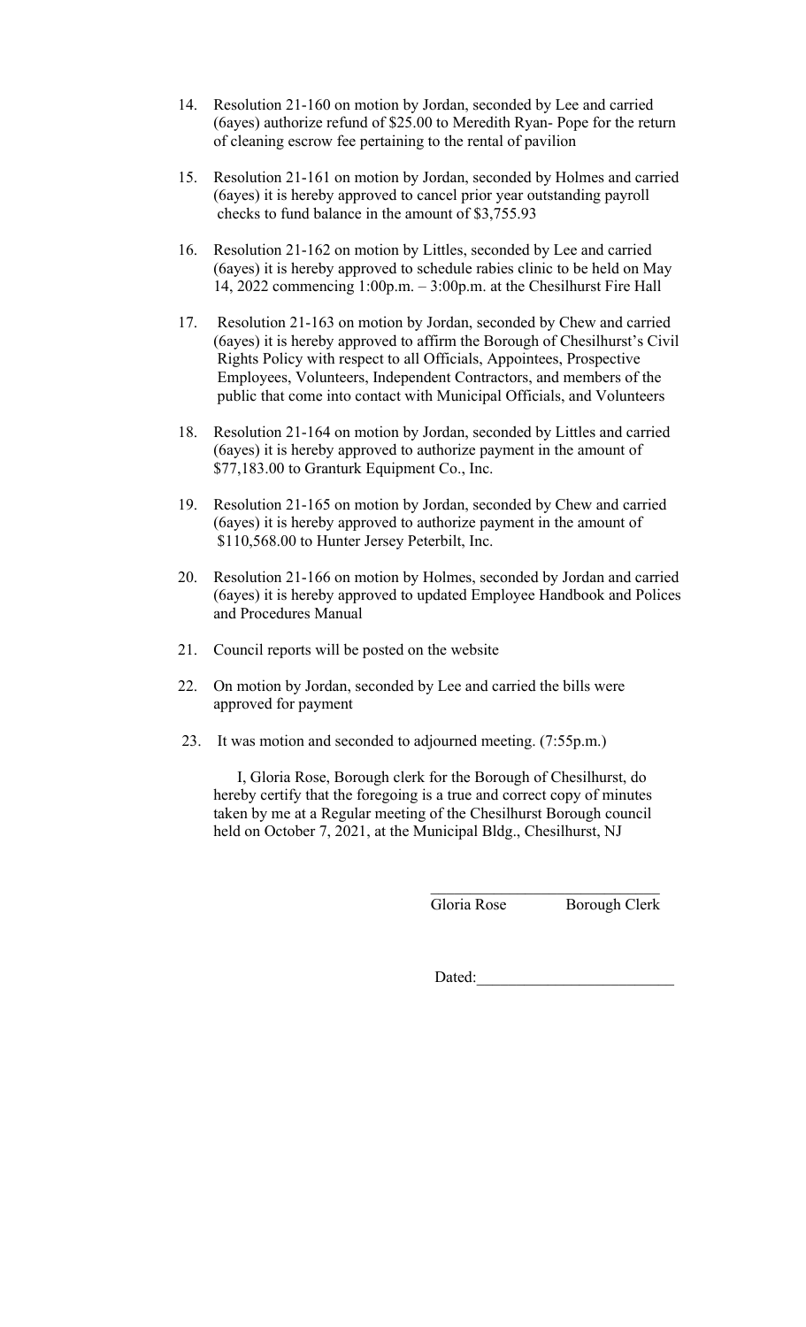14. Resolution 21-160 on motion by Jordan, seconded by Lee and carried (6ayes) authorize refund of $25.00 to Meredith Ryan- Pope for the return of cleaning escrow fee pertaining to the rental of pavilion

15. Resolution 21-161 on motion by Jordan, seconded by Holmes and carried (6ayes) it is hereby approved to cancel prior year outstanding payroll checks to fund balance in the amount of $3,755.93

16. Resolution 21-162 on motion by Littles, seconded by Lee and carried (6ayes) it is hereby approved to schedule rabies clinic to be held on May 14, 2022 commencing 1:00p.m. – 3:00p.m. at the Chesilhurst Fire Hall

17. Resolution 21-163 on motion by Jordan, seconded by Chew and carried (6ayes) it is hereby approved to affirm the Borough of Chesilhurst's Civil Rights Policy with respect to all Officials, Appointees, Prospective Employees, Volunteers, Independent Contractors, and members of the public that come into contact with Municipal Officials, and Volunteers

18. Resolution 21-164 on motion by Jordan, seconded by Littles and carried (6ayes) it is hereby approved to authorize payment in the amount of $77,183.00 to Granturk Equipment Co., Inc.

19. Resolution 21-165 on motion by Jordan, seconded by Chew and carried (6ayes) it is hereby approved to authorize payment in the amount of $110,568.00 to Hunter Jersey Peterbilt, Inc.

20. Resolution 21-166 on motion by Holmes, seconded by Jordan and carried (6ayes) it is hereby approved to updated Employee Handbook and Polices and Procedures Manual

21. Council reports will be posted on the website

22. On motion by Jordan, seconded by Lee and carried the bills were approved for payment

23. It was motion and seconded to adjourned meeting. (7:55p.m.)

I, Gloria Rose, Borough clerk for the Borough of Chesilhurst, do hereby certify that the foregoing is a true and correct copy of minutes taken by me at a Regular meeting of the Chesilhurst Borough council held on October 7, 2021, at the Municipal Bldg., Chesilhurst, NJ

______________________________
Gloria Rose Borough Clerk

Dated:________________________